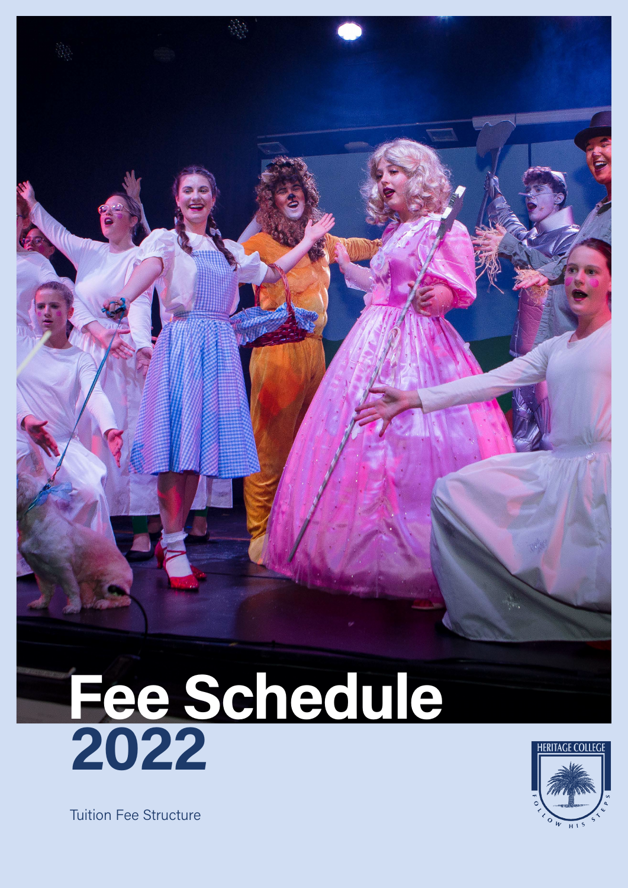# Fee Schedule 2022

Tuition Fee Structure

HERITAGE COLLEGE

FOLLOW HIS STEPS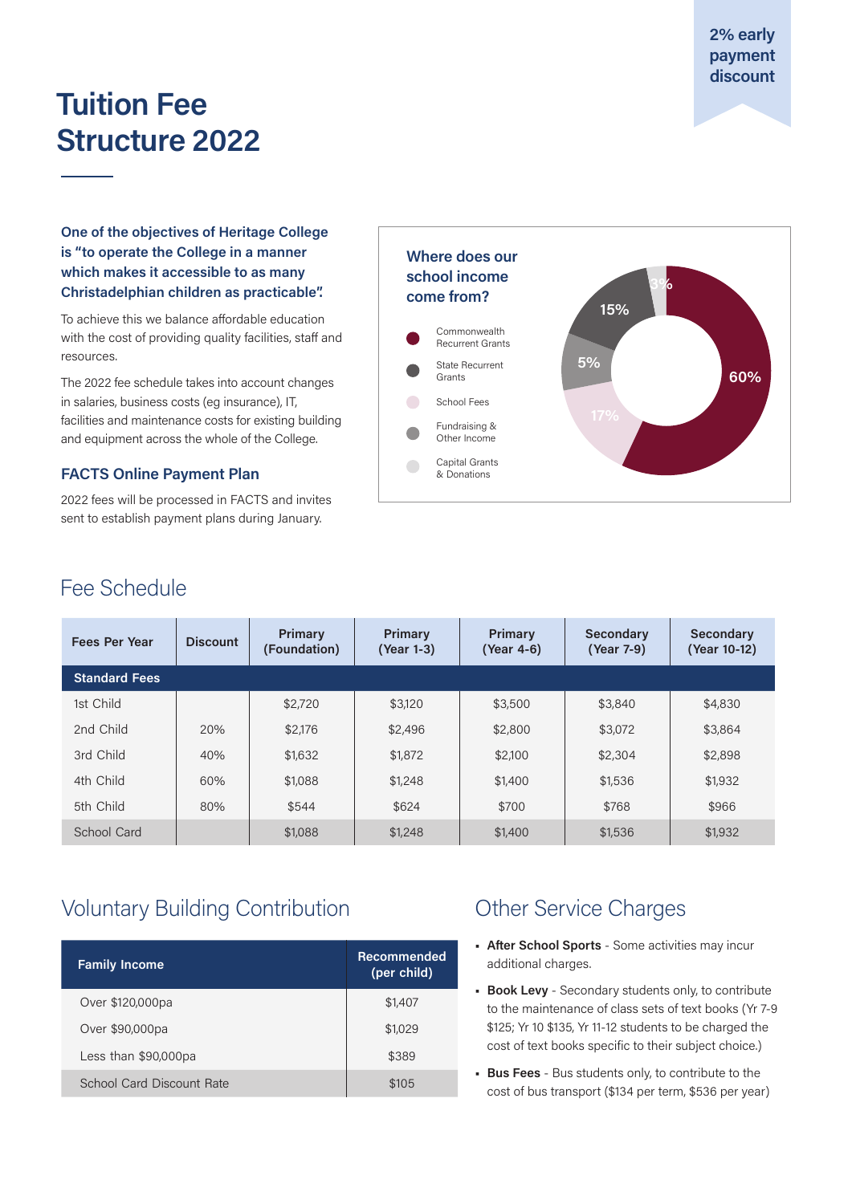2% early payment discount

# Tuition Fee Structure 2022

**One of the objectives of Heritage College is "to operate the College in a manner which makes it accessible to as many Christadelphian children as practicable".**

To achieve this we balance affordable education with the cost of providing quality facilities, staff and resources.

The 2022 fee schedule takes into account changes in salaries, business costs (eg insurance), IT, facilities and maintenance costs for existing building and equipment across the whole of the College.

### FACTS Online Payment Plan

2022 fees will be processed in FACTS and invites sent to establish payment plans during January.

### Where does our school income come from?

- Commonwealth Recurrent Grants – 60%
- State Recurrent Grants – 15%
- School Fees – 17%
- Fundraising & Other Income – 5%
- Capital Grants & Donations – 3%

## Fee Schedule

| Fees Per Year | Discount | Primary (Foundation) | Primary (Year 1-3) | Primary (Year 4-6) | Secondary (Year 7-9) | Secondary (Year 10-12) |
|---|---|---|---|---|---|---|
| **Standard Fees** | | | | | | |
| 1st Child | | $2,720 | $3,120 | $3,500 | $3,840 | $4,830 |
| 2nd Child | 20% | $2,176 | $2,496 | $2,800 | $3,072 | $3,864 |
| 3rd Child | 40% | $1,632 | $1,872 | $2,100 | $2,304 | $2,898 |
| 4th Child | 60% | $1,088 | $1,248 | $1,400 | $1,536 | $1,932 |
| 5th Child | 80% | $544 | $624 | $700 | $768 | $966 |
| School Card | | $1,088 | $1,248 | $1,400 | $1,536 | $1,932 |

## Voluntary Building Contribution

| Family Income | Recommended (per child) |
|---|---|
| Over $120,000pa | $1,407 |
| Over $90,000pa | $1,029 |
| Less than $90,000pa | $389 |
| School Card Discount Rate | $105 |

## Other Service Charges

- **After School Sports** - Some activities may incur additional charges.
- **Book Levy** - Secondary students only, to contribute to the maintenance of class sets of text books (Yr 7-9 $125; Yr 10 $135, Yr 11-12 students to be charged the cost of text books specific to their subject choice.)
- **Bus Fees** - Bus students only, to contribute to the cost of bus transport ($134 per term, $536 per year)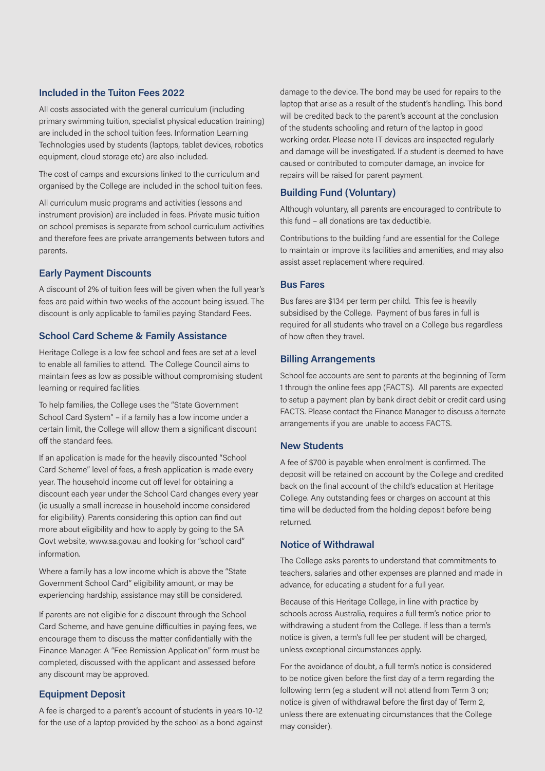## Included in the Tuiton Fees 2022

All costs associated with the general curriculum (including primary swimming tuition, specialist physical education training) are included in the school tuition fees. Information Learning Technologies used by students (laptops, tablet devices, robotics equipment, cloud storage etc) are also included.

The cost of camps and excursions linked to the curriculum and organised by the College are included in the school tuition fees.

All curriculum music programs and activities (lessons and instrument provision) are included in fees. Private music tuition on school premises is separate from school curriculum activities and therefore fees are private arrangements between tutors and parents.

## Early Payment Discounts

A discount of 2% of tuition fees will be given when the full year's fees are paid within two weeks of the account being issued. The discount is only applicable to families paying Standard Fees.

## School Card Scheme & Family Assistance

Heritage College is a low fee school and fees are set at a level to enable all families to attend. The College Council aims to maintain fees as low as possible without compromising student learning or required facilities.

To help families, the College uses the "State Government School Card System" – if a family has a low income under a certain limit, the College will allow them a significant discount off the standard fees.

If an application is made for the heavily discounted "School Card Scheme" level of fees, a fresh application is made every year. The household income cut off level for obtaining a discount each year under the School Card changes every year (ie usually a small increase in household income considered for eligibility). Parents considering this option can find out more about eligibility and how to apply by going to the SA Govt website, www.sa.gov.au and looking for "school card" information.

Where a family has a low income which is above the "State Government School Card" eligibility amount, or may be experiencing hardship, assistance may still be considered.

If parents are not eligible for a discount through the School Card Scheme, and have genuine difficulties in paying fees, we encourage them to discuss the matter confidentially with the Finance Manager. A "Fee Remission Application" form must be completed, discussed with the applicant and assessed before any discount may be approved.

## Equipment Deposit

A fee is charged to a parent's account of students in years 10-12 for the use of a laptop provided by the school as a bond against damage to the device. The bond may be used for repairs to the laptop that arise as a result of the student's handling. This bond will be credited back to the parent's account at the conclusion of the students schooling and return of the laptop in good working order. Please note IT devices are inspected regularly and damage will be investigated. If a student is deemed to have caused or contributed to computer damage, an invoice for repairs will be raised for parent payment.

## Building Fund (Voluntary)

Although voluntary, all parents are encouraged to contribute to this fund – all donations are tax deductible.

Contributions to the building fund are essential for the College to maintain or improve its facilities and amenities, and may also assist asset replacement where required.

## Bus Fares

Bus fares are $134 per term per child. This fee is heavily subsidised by the College. Payment of bus fares in full is required for all students who travel on a College bus regardless of how often they travel.

## Billing Arrangements

School fee accounts are sent to parents at the beginning of Term 1 through the online fees app (FACTS). All parents are expected to setup a payment plan by bank direct debit or credit card using FACTS. Please contact the Finance Manager to discuss alternate arrangements if you are unable to access FACTS.

## New Students

A fee of $700 is payable when enrolment is confirmed. The deposit will be retained on account by the College and credited back on the final account of the child's education at Heritage College. Any outstanding fees or charges on account at this time will be deducted from the holding deposit before being returned.

## Notice of Withdrawal

The College asks parents to understand that commitments to teachers, salaries and other expenses are planned and made in advance, for educating a student for a full year.

Because of this Heritage College, in line with practice by schools across Australia, requires a full term's notice prior to withdrawing a student from the College. If less than a term's notice is given, a term's full fee per student will be charged, unless exceptional circumstances apply.

For the avoidance of doubt, a full term's notice is considered to be notice given before the first day of a term regarding the following term (eg a student will not attend from Term 3 on; notice is given of withdrawal before the first day of Term 2, unless there are extenuating circumstances that the College may consider).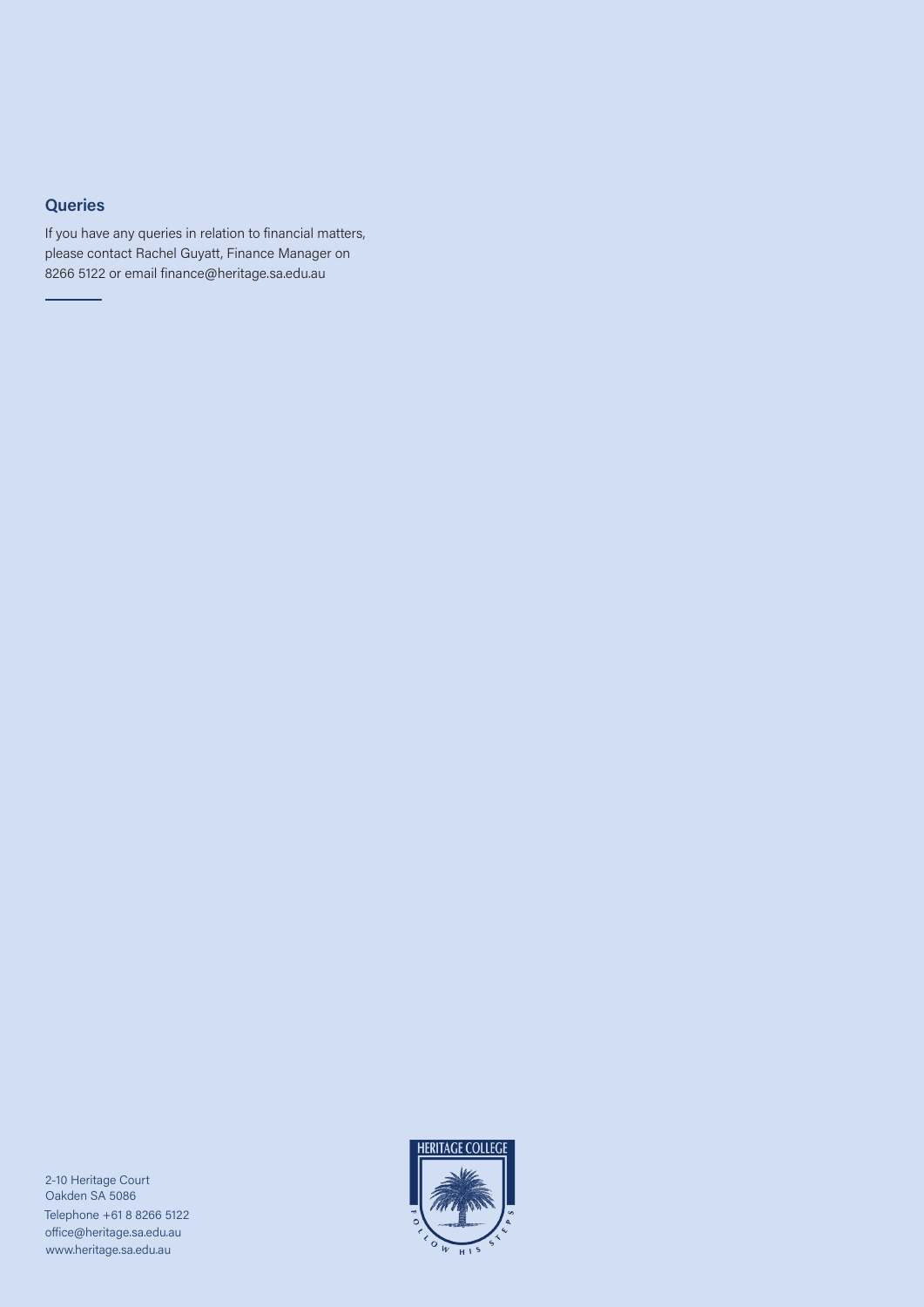## Queries

If you have any queries in relation to financial matters, please contact Rachel Guyatt, Finance Manager on 8266 5122 or email finance@heritage.sa.edu.au

2-10 Heritage Court
Oakden SA 5086
Telephone +61 8 8266 5122
office@heritage.sa.edu.au
www.heritage.sa.edu.au

HERITAGE COLLEGE
FOLLOW HIS STEPS